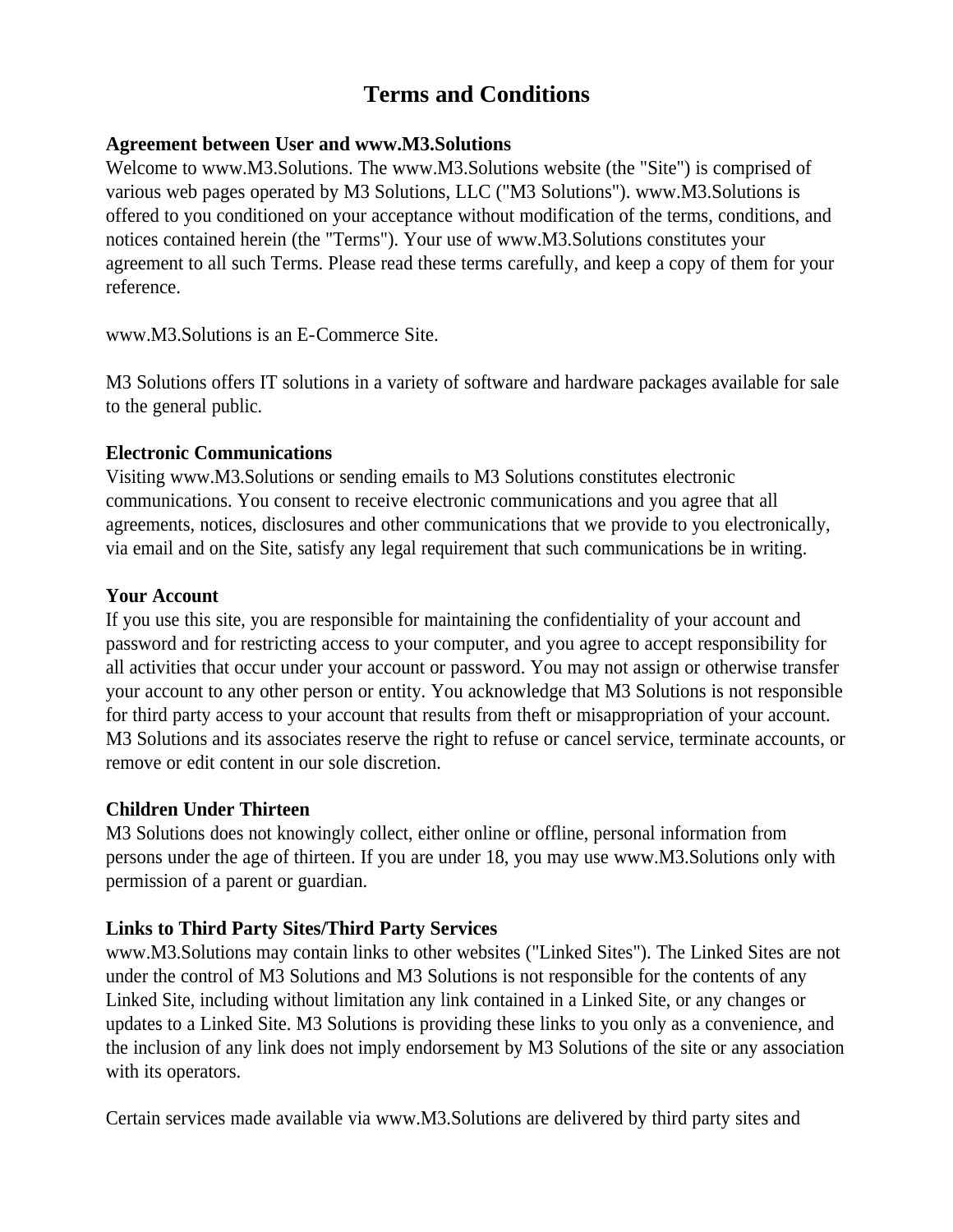# Terms and Conditions

**Agreement between User and www.M3.Solutions**

Welcome to www.M3.Solutions. The www.M3.Solutions website (the "Site") is comprised of various web pages operated by M3 Solutions, LLC ("M3 Solutions"). www.M3.Solutions is offered to you conditioned on your acceptance without modification of the terms, conditions, and notices contained herein (the "Terms"). Your use of www.M3.Solutions constitutes your agreement to all such Terms. Please read these terms carefully, and keep a copy of them for your reference.

www.M3.Solutions is an E-Commerce Site.

M3 Solutions offers IT solutions in a variety of software and hardware packages available for sale to the general public.

**Electronic Communications**

Visiting www.M3.Solutions or sending emails to M3 Solutions constitutes electronic communications. You consent to receive electronic communications and you agree that all agreements, notices, disclosures and other communications that we provide to you electronically, via email and on the Site, satisfy any legal requirement that such communications be in writing.

**Your Account**

If you use this site, you are responsible for maintaining the confidentiality of your account and password and for restricting access to your computer, and you agree to accept responsibility for all activities that occur under your account or password. You may not assign or otherwise transfer your account to any other person or entity. You acknowledge that M3 Solutions is not responsible for third party access to your account that results from theft or misappropriation of your account. M3 Solutions and its associates reserve the right to refuse or cancel service, terminate accounts, or remove or edit content in our sole discretion.

**Children Under Thirteen**

M3 Solutions does not knowingly collect, either online or offline, personal information from persons under the age of thirteen. If you are under 18, you may use www.M3.Solutions only with permission of a parent or guardian.

**Links to Third Party Sites/Third Party Services**

www.M3.Solutions may contain links to other websites ("Linked Sites"). The Linked Sites are not under the control of M3 Solutions and M3 Solutions is not responsible for the contents of any Linked Site, including without limitation any link contained in a Linked Site, or any changes or updates to a Linked Site. M3 Solutions is providing these links to you only as a convenience, and the inclusion of any link does not imply endorsement by M3 Solutions of the site or any association with its operators.

Certain services made available via www.M3.Solutions are delivered by third party sites and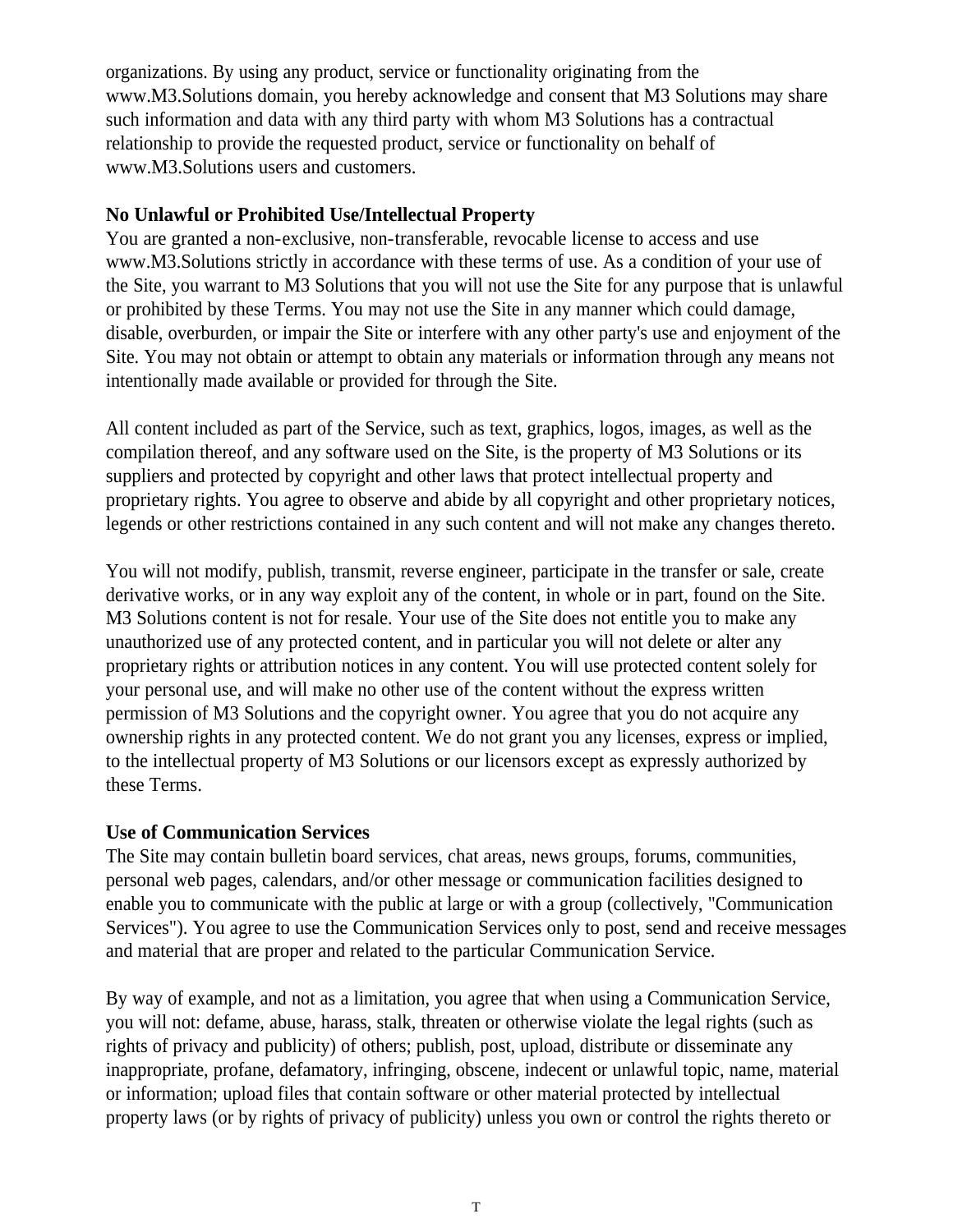organizations. By using any product, service or functionality originating from the www.M3.Solutions domain, you hereby acknowledge and consent that M3 Solutions may share such information and data with any third party with whom M3 Solutions has a contractual relationship to provide the requested product, service or functionality on behalf of www.M3.Solutions users and customers.

**No Unlawful or Prohibited Use/Intellectual Property**

You are granted a non-exclusive, non-transferable, revocable license to access and use www.M3.Solutions strictly in accordance with these terms of use. As a condition of your use of the Site, you warrant to M3 Solutions that you will not use the Site for any purpose that is unlawful or prohibited by these Terms. You may not use the Site in any manner which could damage, disable, overburden, or impair the Site or interfere with any other party's use and enjoyment of the Site. You may not obtain or attempt to obtain any materials or information through any means not intentionally made available or provided for through the Site.

All content included as part of the Service, such as text, graphics, logos, images, as well as the compilation thereof, and any software used on the Site, is the property of M3 Solutions or its suppliers and protected by copyright and other laws that protect intellectual property and proprietary rights. You agree to observe and abide by all copyright and other proprietary notices, legends or other restrictions contained in any such content and will not make any changes thereto.

You will not modify, publish, transmit, reverse engineer, participate in the transfer or sale, create derivative works, or in any way exploit any of the content, in whole or in part, found on the Site. M3 Solutions content is not for resale. Your use of the Site does not entitle you to make any unauthorized use of any protected content, and in particular you will not delete or alter any proprietary rights or attribution notices in any content. You will use protected content solely for your personal use, and will make no other use of the content without the express written permission of M3 Solutions and the copyright owner. You agree that you do not acquire any ownership rights in any protected content. We do not grant you any licenses, express or implied, to the intellectual property of M3 Solutions or our licensors except as expressly authorized by these Terms.

**Use of Communication Services**

The Site may contain bulletin board services, chat areas, news groups, forums, communities, personal web pages, calendars, and/or other message or communication facilities designed to enable you to communicate with the public at large or with a group (collectively, "Communication Services"). You agree to use the Communication Services only to post, send and receive messages and material that are proper and related to the particular Communication Service.

By way of example, and not as a limitation, you agree that when using a Communication Service, you will not: defame, abuse, harass, stalk, threaten or otherwise violate the legal rights (such as rights of privacy and publicity) of others; publish, post, upload, distribute or disseminate any inappropriate, profane, defamatory, infringing, obscene, indecent or unlawful topic, name, material or information; upload files that contain software or other material protected by intellectual property laws (or by rights of privacy of publicity) unless you own or control the rights thereto or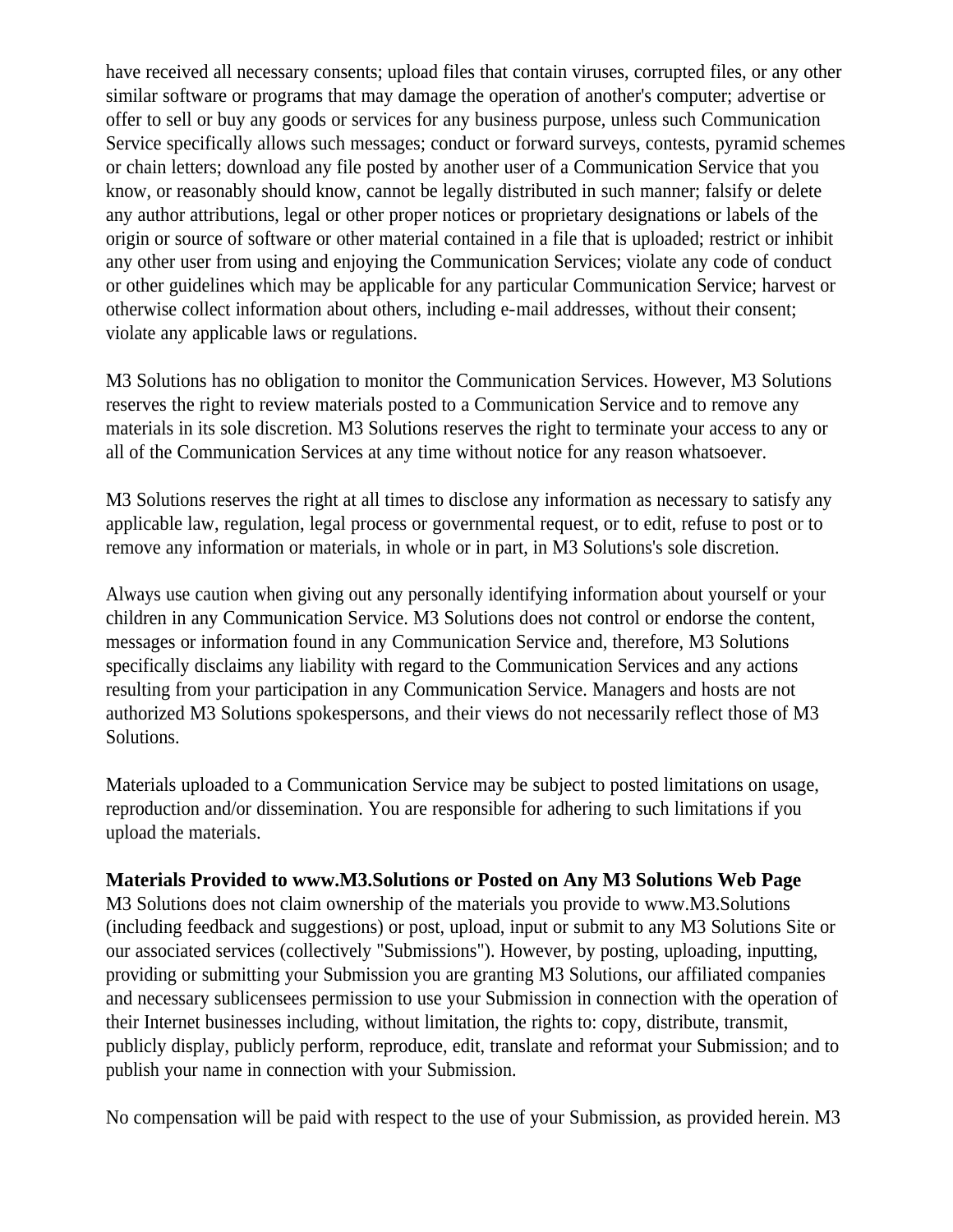have received all necessary consents; upload files that contain viruses, corrupted files, or any other similar software or programs that may damage the operation of another's computer; advertise or offer to sell or buy any goods or services for any business purpose, unless such Communication Service specifically allows such messages; conduct or forward surveys, contests, pyramid schemes or chain letters; download any file posted by another user of a Communication Service that you know, or reasonably should know, cannot be legally distributed in such manner; falsify or delete any author attributions, legal or other proper notices or proprietary designations or labels of the origin or source of software or other material contained in a file that is uploaded; restrict or inhibit any other user from using and enjoying the Communication Services; violate any code of conduct or other guidelines which may be applicable for any particular Communication Service; harvest or otherwise collect information about others, including e-mail addresses, without their consent; violate any applicable laws or regulations.

M3 Solutions has no obligation to monitor the Communication Services. However, M3 Solutions reserves the right to review materials posted to a Communication Service and to remove any materials in its sole discretion. M3 Solutions reserves the right to terminate your access to any or all of the Communication Services at any time without notice for any reason whatsoever.

M3 Solutions reserves the right at all times to disclose any information as necessary to satisfy any applicable law, regulation, legal process or governmental request, or to edit, refuse to post or to remove any information or materials, in whole or in part, in M3 Solutions's sole discretion.

Always use caution when giving out any personally identifying information about yourself or your children in any Communication Service. M3 Solutions does not control or endorse the content, messages or information found in any Communication Service and, therefore, M3 Solutions specifically disclaims any liability with regard to the Communication Services and any actions resulting from your participation in any Communication Service. Managers and hosts are not authorized M3 Solutions spokespersons, and their views do not necessarily reflect those of M3 Solutions.

Materials uploaded to a Communication Service may be subject to posted limitations on usage, reproduction and/or dissemination. You are responsible for adhering to such limitations if you upload the materials.

**Materials Provided to www.M3.Solutions or Posted on Any M3 Solutions Web Page**
M3 Solutions does not claim ownership of the materials you provide to www.M3.Solutions (including feedback and suggestions) or post, upload, input or submit to any M3 Solutions Site or our associated services (collectively "Submissions"). However, by posting, uploading, inputting, providing or submitting your Submission you are granting M3 Solutions, our affiliated companies and necessary sublicensees permission to use your Submission in connection with the operation of their Internet businesses including, without limitation, the rights to: copy, distribute, transmit, publicly display, publicly perform, reproduce, edit, translate and reformat your Submission; and to publish your name in connection with your Submission.

No compensation will be paid with respect to the use of your Submission, as provided herein. M3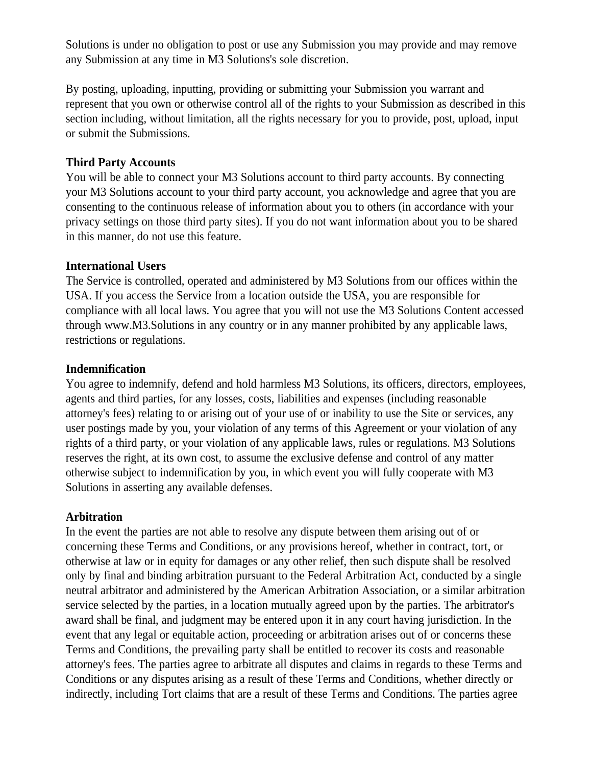Solutions is under no obligation to post or use any Submission you may provide and may remove any Submission at any time in M3 Solutions's sole discretion.

By posting, uploading, inputting, providing or submitting your Submission you warrant and represent that you own or otherwise control all of the rights to your Submission as described in this section including, without limitation, all the rights necessary for you to provide, post, upload, input or submit the Submissions.

**Third Party Accounts**

You will be able to connect your M3 Solutions account to third party accounts. By connecting your M3 Solutions account to your third party account, you acknowledge and agree that you are consenting to the continuous release of information about you to others (in accordance with your privacy settings on those third party sites). If you do not want information about you to be shared in this manner, do not use this feature.

**International Users**

The Service is controlled, operated and administered by M3 Solutions from our offices within the USA. If you access the Service from a location outside the USA, you are responsible for compliance with all local laws. You agree that you will not use the M3 Solutions Content accessed through www.M3.Solutions in any country or in any manner prohibited by any applicable laws, restrictions or regulations.

**Indemnification**

You agree to indemnify, defend and hold harmless M3 Solutions, its officers, directors, employees, agents and third parties, for any losses, costs, liabilities and expenses (including reasonable attorney's fees) relating to or arising out of your use of or inability to use the Site or services, any user postings made by you, your violation of any terms of this Agreement or your violation of any rights of a third party, or your violation of any applicable laws, rules or regulations. M3 Solutions reserves the right, at its own cost, to assume the exclusive defense and control of any matter otherwise subject to indemnification by you, in which event you will fully cooperate with M3 Solutions in asserting any available defenses.

**Arbitration**

In the event the parties are not able to resolve any dispute between them arising out of or concerning these Terms and Conditions, or any provisions hereof, whether in contract, tort, or otherwise at law or in equity for damages or any other relief, then such dispute shall be resolved only by final and binding arbitration pursuant to the Federal Arbitration Act, conducted by a single neutral arbitrator and administered by the American Arbitration Association, or a similar arbitration service selected by the parties, in a location mutually agreed upon by the parties. The arbitrator's award shall be final, and judgment may be entered upon it in any court having jurisdiction. In the event that any legal or equitable action, proceeding or arbitration arises out of or concerns these Terms and Conditions, the prevailing party shall be entitled to recover its costs and reasonable attorney's fees. The parties agree to arbitrate all disputes and claims in regards to these Terms and Conditions or any disputes arising as a result of these Terms and Conditions, whether directly or indirectly, including Tort claims that are a result of these Terms and Conditions. The parties agree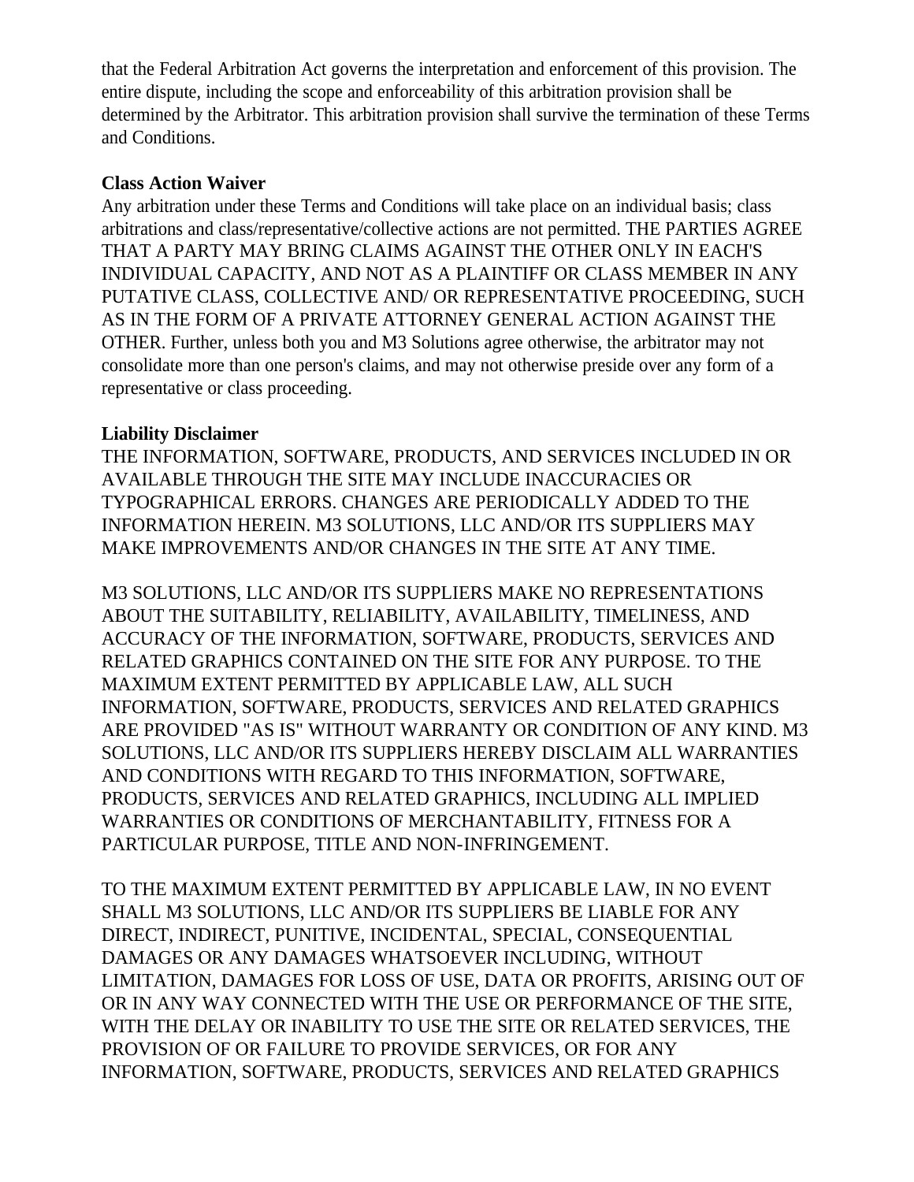that the Federal Arbitration Act governs the interpretation and enforcement of this provision. The entire dispute, including the scope and enforceability of this arbitration provision shall be determined by the Arbitrator. This arbitration provision shall survive the termination of these Terms and Conditions.

**Class Action Waiver**

Any arbitration under these Terms and Conditions will take place on an individual basis; class arbitrations and class/representative/collective actions are not permitted. THE PARTIES AGREE THAT A PARTY MAY BRING CLAIMS AGAINST THE OTHER ONLY IN EACH'S INDIVIDUAL CAPACITY, AND NOT AS A PLAINTIFF OR CLASS MEMBER IN ANY PUTATIVE CLASS, COLLECTIVE AND/ OR REPRESENTATIVE PROCEEDING, SUCH AS IN THE FORM OF A PRIVATE ATTORNEY GENERAL ACTION AGAINST THE OTHER. Further, unless both you and M3 Solutions agree otherwise, the arbitrator may not consolidate more than one person's claims, and may not otherwise preside over any form of a representative or class proceeding.

**Liability Disclaimer**

THE INFORMATION, SOFTWARE, PRODUCTS, AND SERVICES INCLUDED IN OR AVAILABLE THROUGH THE SITE MAY INCLUDE INACCURACIES OR TYPOGRAPHICAL ERRORS. CHANGES ARE PERIODICALLY ADDED TO THE INFORMATION HEREIN. M3 SOLUTIONS, LLC AND/OR ITS SUPPLIERS MAY MAKE IMPROVEMENTS AND/OR CHANGES IN THE SITE AT ANY TIME.

M3 SOLUTIONS, LLC AND/OR ITS SUPPLIERS MAKE NO REPRESENTATIONS ABOUT THE SUITABILITY, RELIABILITY, AVAILABILITY, TIMELINESS, AND ACCURACY OF THE INFORMATION, SOFTWARE, PRODUCTS, SERVICES AND RELATED GRAPHICS CONTAINED ON THE SITE FOR ANY PURPOSE. TO THE MAXIMUM EXTENT PERMITTED BY APPLICABLE LAW, ALL SUCH INFORMATION, SOFTWARE, PRODUCTS, SERVICES AND RELATED GRAPHICS ARE PROVIDED "AS IS" WITHOUT WARRANTY OR CONDITION OF ANY KIND. M3 SOLUTIONS, LLC AND/OR ITS SUPPLIERS HEREBY DISCLAIM ALL WARRANTIES AND CONDITIONS WITH REGARD TO THIS INFORMATION, SOFTWARE, PRODUCTS, SERVICES AND RELATED GRAPHICS, INCLUDING ALL IMPLIED WARRANTIES OR CONDITIONS OF MERCHANTABILITY, FITNESS FOR A PARTICULAR PURPOSE, TITLE AND NON-INFRINGEMENT.

TO THE MAXIMUM EXTENT PERMITTED BY APPLICABLE LAW, IN NO EVENT SHALL M3 SOLUTIONS, LLC AND/OR ITS SUPPLIERS BE LIABLE FOR ANY DIRECT, INDIRECT, PUNITIVE, INCIDENTAL, SPECIAL, CONSEQUENTIAL DAMAGES OR ANY DAMAGES WHATSOEVER INCLUDING, WITHOUT LIMITATION, DAMAGES FOR LOSS OF USE, DATA OR PROFITS, ARISING OUT OF OR IN ANY WAY CONNECTED WITH THE USE OR PERFORMANCE OF THE SITE, WITH THE DELAY OR INABILITY TO USE THE SITE OR RELATED SERVICES, THE PROVISION OF OR FAILURE TO PROVIDE SERVICES, OR FOR ANY INFORMATION, SOFTWARE, PRODUCTS, SERVICES AND RELATED GRAPHICS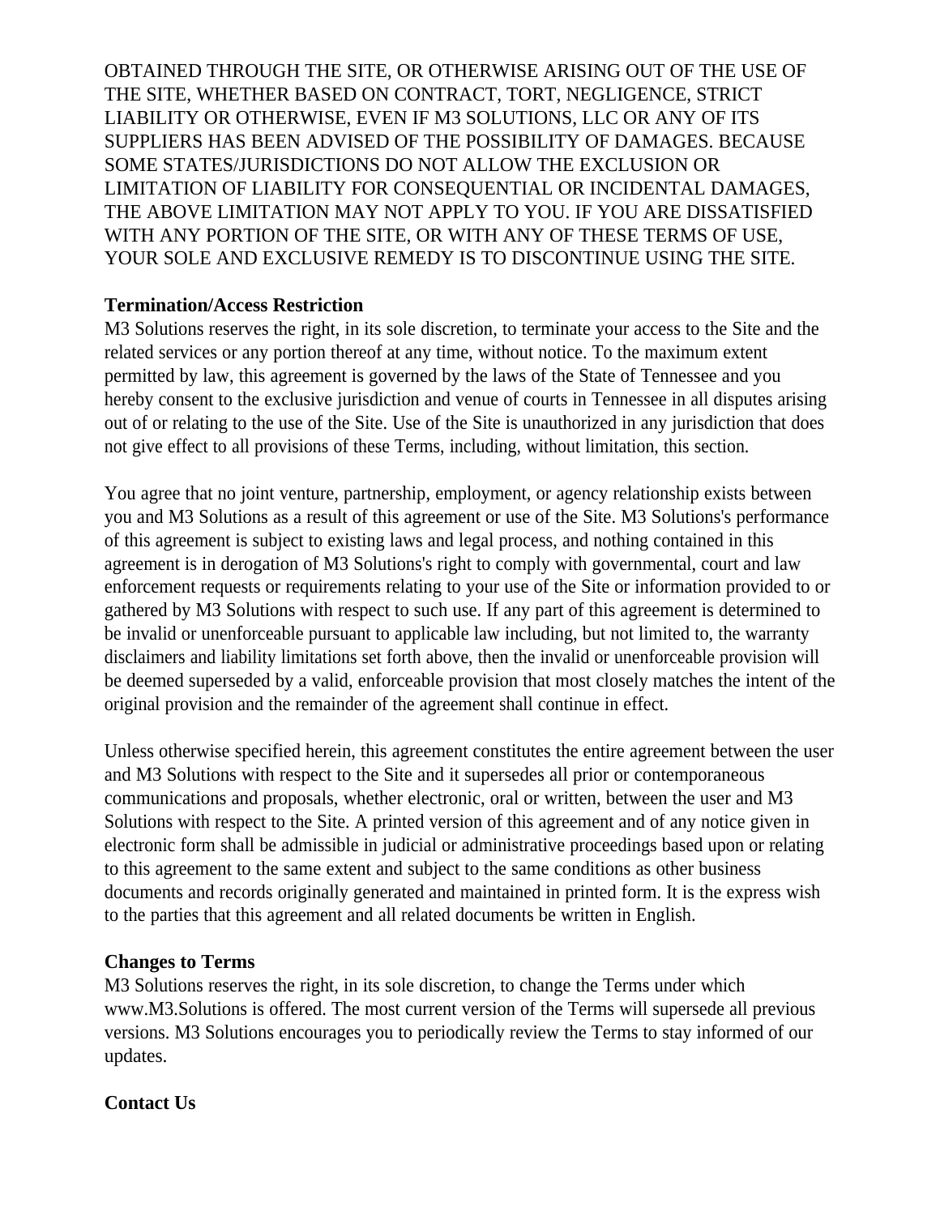OBTAINED THROUGH THE SITE, OR OTHERWISE ARISING OUT OF THE USE OF THE SITE, WHETHER BASED ON CONTRACT, TORT, NEGLIGENCE, STRICT LIABILITY OR OTHERWISE, EVEN IF M3 SOLUTIONS, LLC OR ANY OF ITS SUPPLIERS HAS BEEN ADVISED OF THE POSSIBILITY OF DAMAGES. BECAUSE SOME STATES/JURISDICTIONS DO NOT ALLOW THE EXCLUSION OR LIMITATION OF LIABILITY FOR CONSEQUENTIAL OR INCIDENTAL DAMAGES, THE ABOVE LIMITATION MAY NOT APPLY TO YOU. IF YOU ARE DISSATISFIED WITH ANY PORTION OF THE SITE, OR WITH ANY OF THESE TERMS OF USE, YOUR SOLE AND EXCLUSIVE REMEDY IS TO DISCONTINUE USING THE SITE.

**Termination/Access Restriction**

M3 Solutions reserves the right, in its sole discretion, to terminate your access to the Site and the related services or any portion thereof at any time, without notice. To the maximum extent permitted by law, this agreement is governed by the laws of the State of Tennessee and you hereby consent to the exclusive jurisdiction and venue of courts in Tennessee in all disputes arising out of or relating to the use of the Site. Use of the Site is unauthorized in any jurisdiction that does not give effect to all provisions of these Terms, including, without limitation, this section.

You agree that no joint venture, partnership, employment, or agency relationship exists between you and M3 Solutions as a result of this agreement or use of the Site. M3 Solutions's performance of this agreement is subject to existing laws and legal process, and nothing contained in this agreement is in derogation of M3 Solutions's right to comply with governmental, court and law enforcement requests or requirements relating to your use of the Site or information provided to or gathered by M3 Solutions with respect to such use. If any part of this agreement is determined to be invalid or unenforceable pursuant to applicable law including, but not limited to, the warranty disclaimers and liability limitations set forth above, then the invalid or unenforceable provision will be deemed superseded by a valid, enforceable provision that most closely matches the intent of the original provision and the remainder of the agreement shall continue in effect.

Unless otherwise specified herein, this agreement constitutes the entire agreement between the user and M3 Solutions with respect to the Site and it supersedes all prior or contemporaneous communications and proposals, whether electronic, oral or written, between the user and M3 Solutions with respect to the Site. A printed version of this agreement and of any notice given in electronic form shall be admissible in judicial or administrative proceedings based upon or relating to this agreement to the same extent and subject to the same conditions as other business documents and records originally generated and maintained in printed form. It is the express wish to the parties that this agreement and all related documents be written in English.

**Changes to Terms**

M3 Solutions reserves the right, in its sole discretion, to change the Terms under which www.M3.Solutions is offered. The most current version of the Terms will supersede all previous versions. M3 Solutions encourages you to periodically review the Terms to stay informed of our updates.

**Contact Us**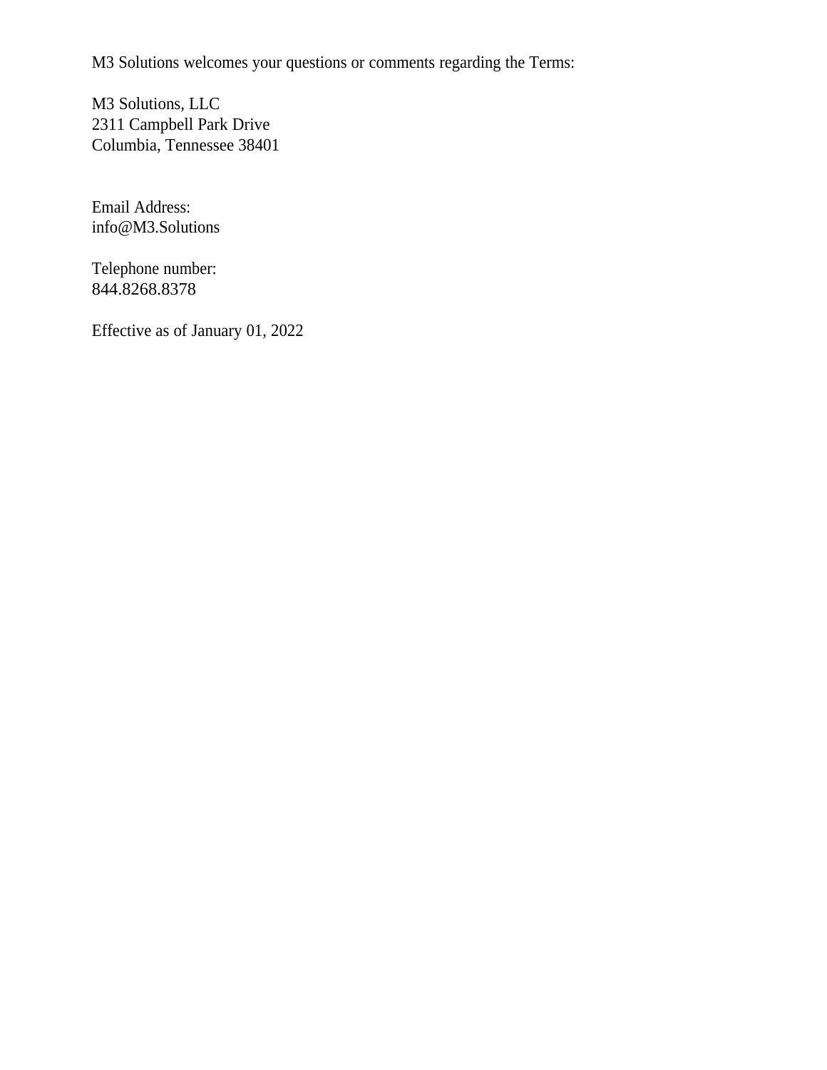M3 Solutions welcomes your questions or comments regarding the Terms:

M3 Solutions, LLC
2311 Campbell Park Drive
Columbia, Tennessee 38401

Email Address:
info@M3.Solutions

Telephone number:
844.8268.8378

Effective as of January 01, 2022